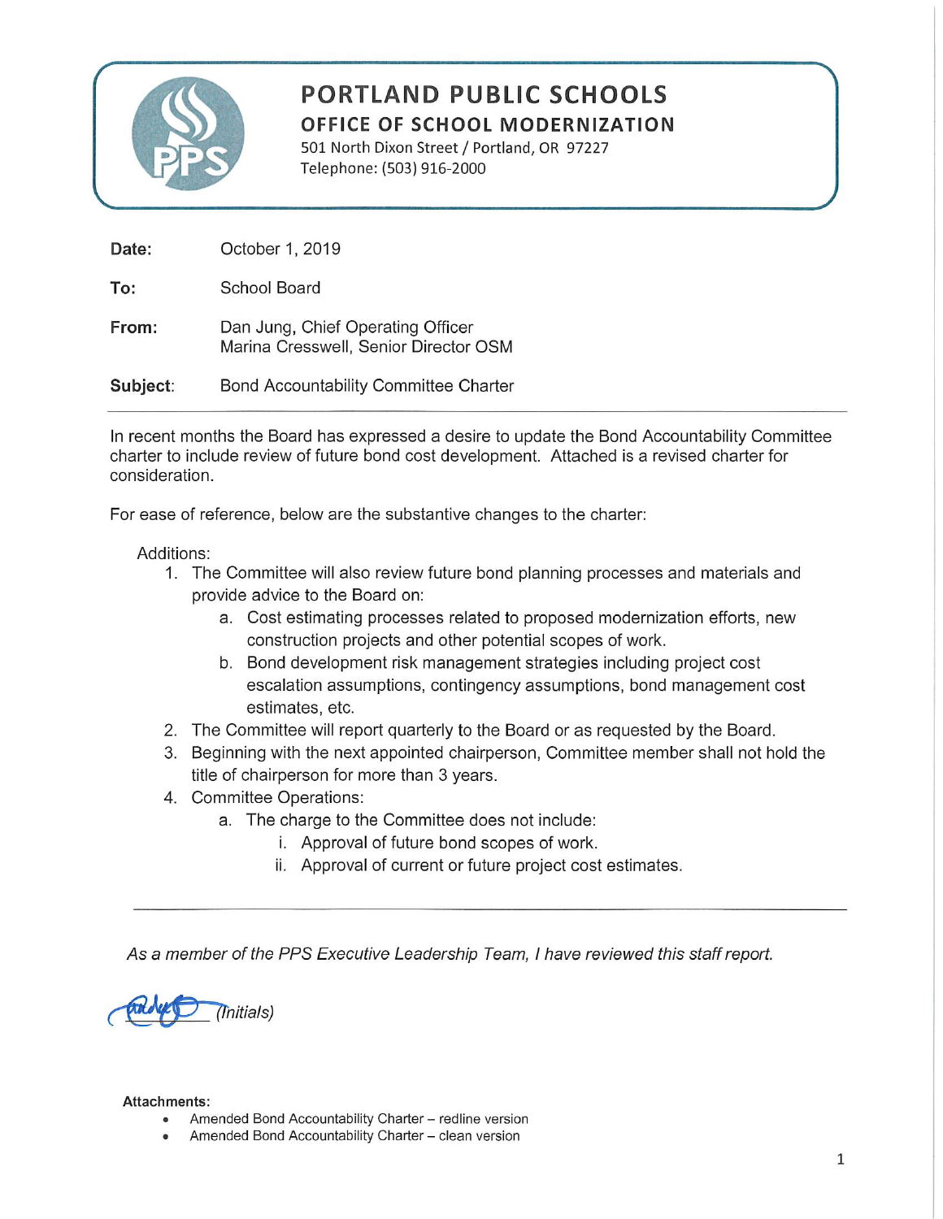# PORTLAND PUBLIC SCHOOLS

## OFFICE OF SCHOOL MODERNIZATION

501 North Dixon Street / Portland, OR 97227
Telephone: (503) 916-2000

**Date:** October 1, 2019

**To:** School Board

**From:** Dan Jung, Chief Operating Officer
Marina Cresswell, Senior Director OSM

**Subject:** Bond Accountability Committee Charter

---

In recent months the Board has expressed a desire to update the Bond Accountability Committee charter to include review of future bond cost development. Attached is a revised charter for consideration.

For ease of reference, below are the substantive changes to the charter:

Additions:

1. The Committee will also review future bond planning processes and materials and provide advice to the Board on:
   a. Cost estimating processes related to proposed modernization efforts, new construction projects and other potential scopes of work.
   b. Bond development risk management strategies including project cost escalation assumptions, contingency assumptions, bond management cost estimates, etc.
2. The Committee will report quarterly to the Board or as requested by the Board.
3. Beginning with the next appointed chairperson, Committee member shall not hold the title of chairperson for more than 3 years.
4. Committee Operations:
   a. The charge to the Committee does not include:
      i. Approval of future bond scopes of work.
      ii. Approval of current or future project cost estimates.

---

*As a member of the PPS Executive Leadership Team, I have reviewed this staff report.*

_______ *(Initials)*

**Attachments:**

- Amended Bond Accountability Charter – redline version
- Amended Bond Accountability Charter – clean version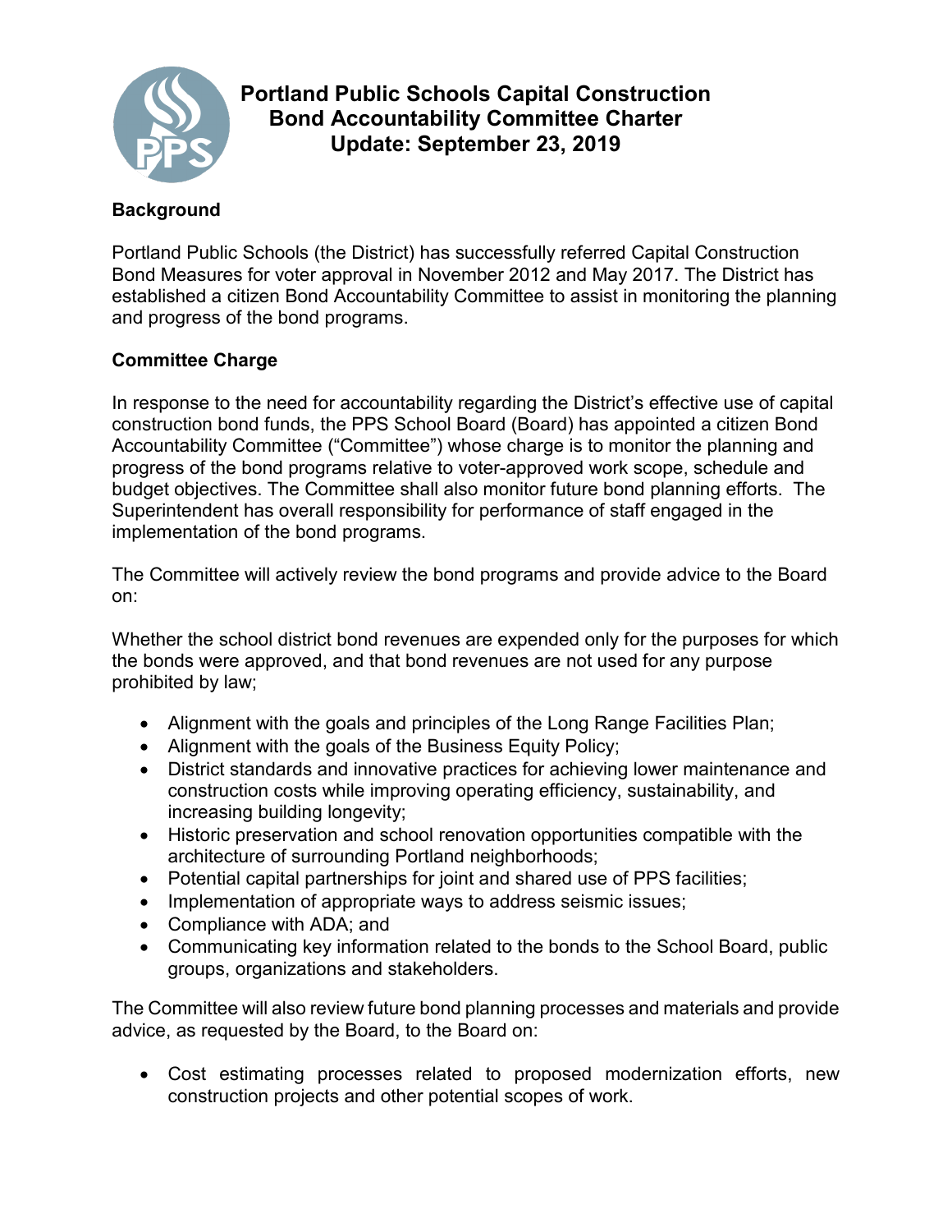# Portland Public Schools Capital Construction Bond Accountability Committee Charter Update: September 23, 2019

## Background

Portland Public Schools (the District) has successfully referred Capital Construction Bond Measures for voter approval in November 2012 and May 2017. The District has established a citizen Bond Accountability Committee to assist in monitoring the planning and progress of the bond programs.

## Committee Charge

In response to the need for accountability regarding the District's effective use of capital construction bond funds, the PPS School Board (Board) has appointed a citizen Bond Accountability Committee ("Committee") whose charge is to monitor the planning and progress of the bond programs relative to voter-approved work scope, schedule and budget objectives. The Committee shall also monitor future bond planning efforts. The Superintendent has overall responsibility for performance of staff engaged in the implementation of the bond programs.

The Committee will actively review the bond programs and provide advice to the Board on:

Whether the school district bond revenues are expended only for the purposes for which the bonds were approved, and that bond revenues are not used for any purpose prohibited by law;

- Alignment with the goals and principles of the Long Range Facilities Plan;
- Alignment with the goals of the Business Equity Policy;
- District standards and innovative practices for achieving lower maintenance and construction costs while improving operating efficiency, sustainability, and increasing building longevity;
- Historic preservation and school renovation opportunities compatible with the architecture of surrounding Portland neighborhoods;
- Potential capital partnerships for joint and shared use of PPS facilities;
- Implementation of appropriate ways to address seismic issues;
- Compliance with ADA; and
- Communicating key information related to the bonds to the School Board, public groups, organizations and stakeholders.

The Committee will also review future bond planning processes and materials and provide advice, as requested by the Board, to the Board on:

- Cost estimating processes related to proposed modernization efforts, new construction projects and other potential scopes of work.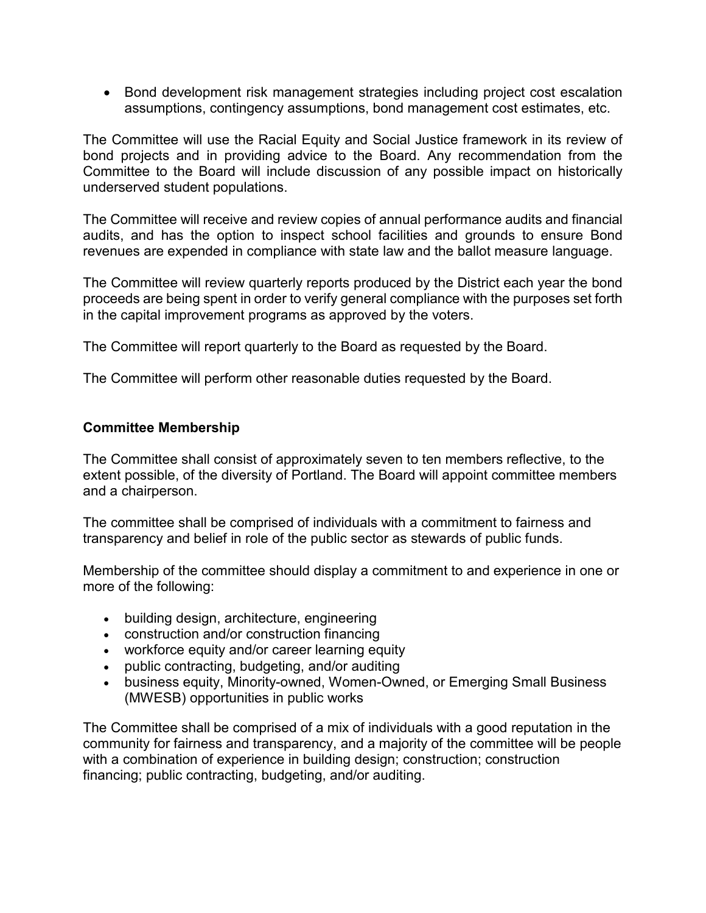- Bond development risk management strategies including project cost escalation assumptions, contingency assumptions, bond management cost estimates, etc.

The Committee will use the Racial Equity and Social Justice framework in its review of bond projects and in providing advice to the Board. Any recommendation from the Committee to the Board will include discussion of any possible impact on historically underserved student populations.

The Committee will receive and review copies of annual performance audits and financial audits, and has the option to inspect school facilities and grounds to ensure Bond revenues are expended in compliance with state law and the ballot measure language.

The Committee will review quarterly reports produced by the District each year the bond proceeds are being spent in order to verify general compliance with the purposes set forth in the capital improvement programs as approved by the voters.

The Committee will report quarterly to the Board as requested by the Board.

The Committee will perform other reasonable duties requested by the Board.

**Committee Membership**

The Committee shall consist of approximately seven to ten members reflective, to the extent possible, of the diversity of Portland. The Board will appoint committee members and a chairperson.

The committee shall be comprised of individuals with a commitment to fairness and transparency and belief in role of the public sector as stewards of public funds.

Membership of the committee should display a commitment to and experience in one or more of the following:

- building design, architecture, engineering
- construction and/or construction financing
- workforce equity and/or career learning equity
- public contracting, budgeting, and/or auditing
- business equity, Minority-owned, Women-Owned, or Emerging Small Business (MWESB) opportunities in public works

The Committee shall be comprised of a mix of individuals with a good reputation in the community for fairness and transparency, and a majority of the committee will be people with a combination of experience in building design; construction; construction financing; public contracting, budgeting, and/or auditing.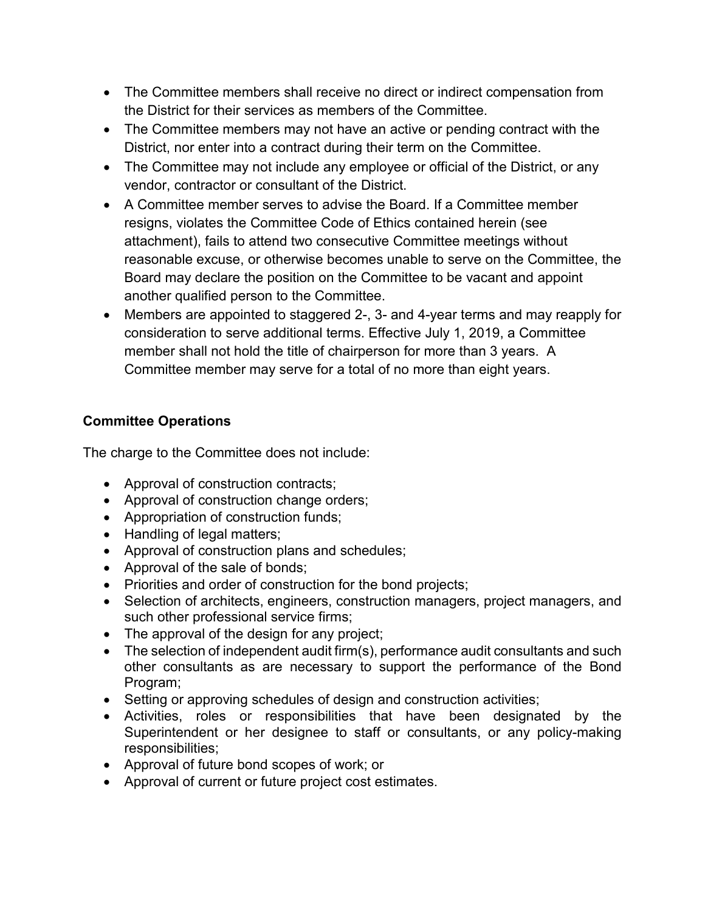- The Committee members shall receive no direct or indirect compensation from the District for their services as members of the Committee.
- The Committee members may not have an active or pending contract with the District, nor enter into a contract during their term on the Committee.
- The Committee may not include any employee or official of the District, or any vendor, contractor or consultant of the District.
- A Committee member serves to advise the Board. If a Committee member resigns, violates the Committee Code of Ethics contained herein (see attachment), fails to attend two consecutive Committee meetings without reasonable excuse, or otherwise becomes unable to serve on the Committee, the Board may declare the position on the Committee to be vacant and appoint another qualified person to the Committee.
- Members are appointed to staggered 2-, 3- and 4-year terms and may reapply for consideration to serve additional terms. Effective July 1, 2019, a Committee member shall not hold the title of chairperson for more than 3 years. A Committee member may serve for a total of no more than eight years.

**Committee Operations**

The charge to the Committee does not include:

- Approval of construction contracts;
- Approval of construction change orders;
- Appropriation of construction funds;
- Handling of legal matters;
- Approval of construction plans and schedules;
- Approval of the sale of bonds;
- Priorities and order of construction for the bond projects;
- Selection of architects, engineers, construction managers, project managers, and such other professional service firms;
- The approval of the design for any project;
- The selection of independent audit firm(s), performance audit consultants and such other consultants as are necessary to support the performance of the Bond Program;
- Setting or approving schedules of design and construction activities;
- Activities, roles or responsibilities that have been designated by the Superintendent or her designee to staff or consultants, or any policy-making responsibilities;
- Approval of future bond scopes of work; or
- Approval of current or future project cost estimates.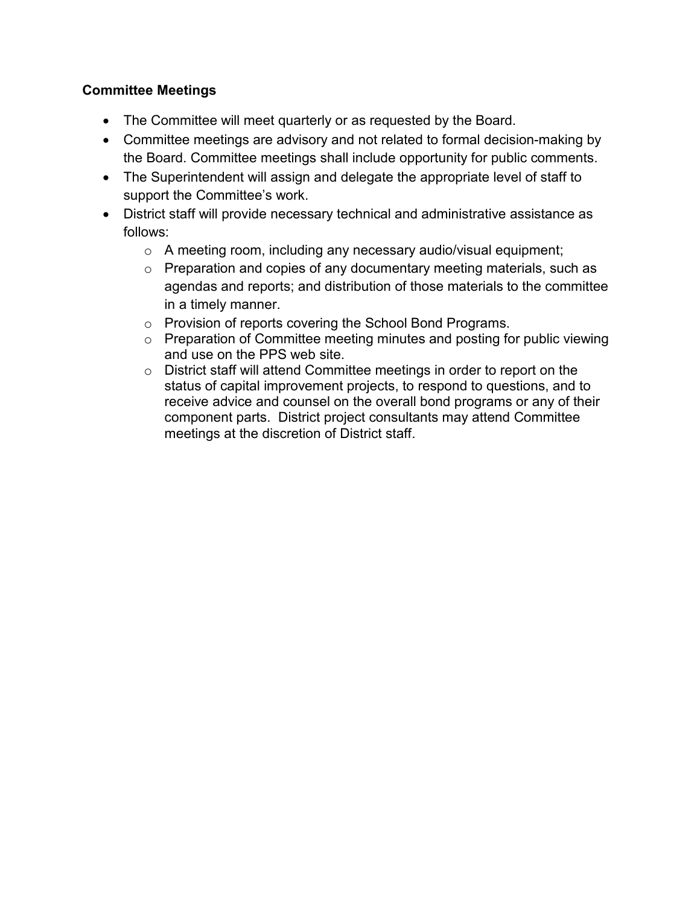**Committee Meetings**

- The Committee will meet quarterly or as requested by the Board.
- Committee meetings are advisory and not related to formal decision-making by the Board. Committee meetings shall include opportunity for public comments.
- The Superintendent will assign and delegate the appropriate level of staff to support the Committee's work.
- District staff will provide necessary technical and administrative assistance as follows:
  - A meeting room, including any necessary audio/visual equipment;
  - Preparation and copies of any documentary meeting materials, such as agendas and reports; and distribution of those materials to the committee in a timely manner.
  - Provision of reports covering the School Bond Programs.
  - Preparation of Committee meeting minutes and posting for public viewing and use on the PPS web site.
  - District staff will attend Committee meetings in order to report on the status of capital improvement projects, to respond to questions, and to receive advice and counsel on the overall bond programs or any of their component parts. District project consultants may attend Committee meetings at the discretion of District staff.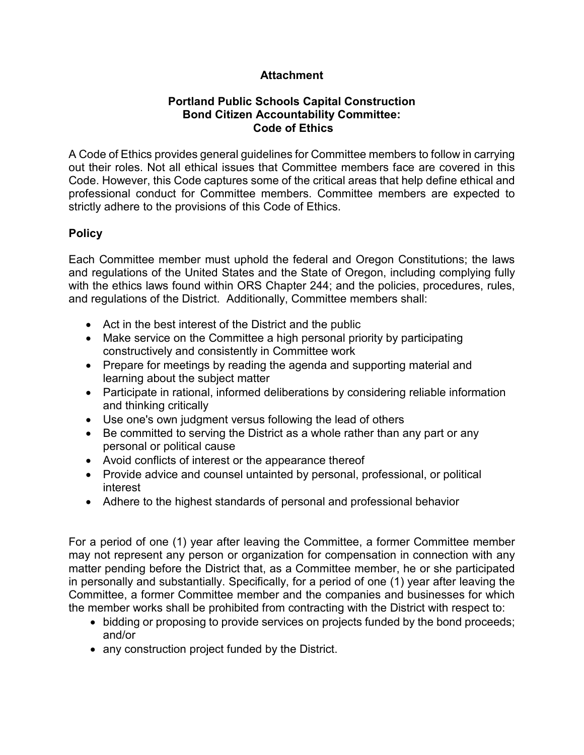**Attachment**

**Portland Public Schools Capital Construction Bond Citizen Accountability Committee: Code of Ethics**

A Code of Ethics provides general guidelines for Committee members to follow in carrying out their roles. Not all ethical issues that Committee members face are covered in this Code. However, this Code captures some of the critical areas that help define ethical and professional conduct for Committee members. Committee members are expected to strictly adhere to the provisions of this Code of Ethics.

**Policy**

Each Committee member must uphold the federal and Oregon Constitutions; the laws and regulations of the United States and the State of Oregon, including complying fully with the ethics laws found within ORS Chapter 244; and the policies, procedures, rules, and regulations of the District. Additionally, Committee members shall:

- Act in the best interest of the District and the public
- Make service on the Committee a high personal priority by participating constructively and consistently in Committee work
- Prepare for meetings by reading the agenda and supporting material and learning about the subject matter
- Participate in rational, informed deliberations by considering reliable information and thinking critically
- Use one's own judgment versus following the lead of others
- Be committed to serving the District as a whole rather than any part or any personal or political cause
- Avoid conflicts of interest or the appearance thereof
- Provide advice and counsel untainted by personal, professional, or political interest
- Adhere to the highest standards of personal and professional behavior

For a period of one (1) year after leaving the Committee, a former Committee member may not represent any person or organization for compensation in connection with any matter pending before the District that, as a Committee member, he or she participated in personally and substantially. Specifically, for a period of one (1) year after leaving the Committee, a former Committee member and the companies and businesses for which the member works shall be prohibited from contracting with the District with respect to:

- bidding or proposing to provide services on projects funded by the bond proceeds; and/or
- any construction project funded by the District.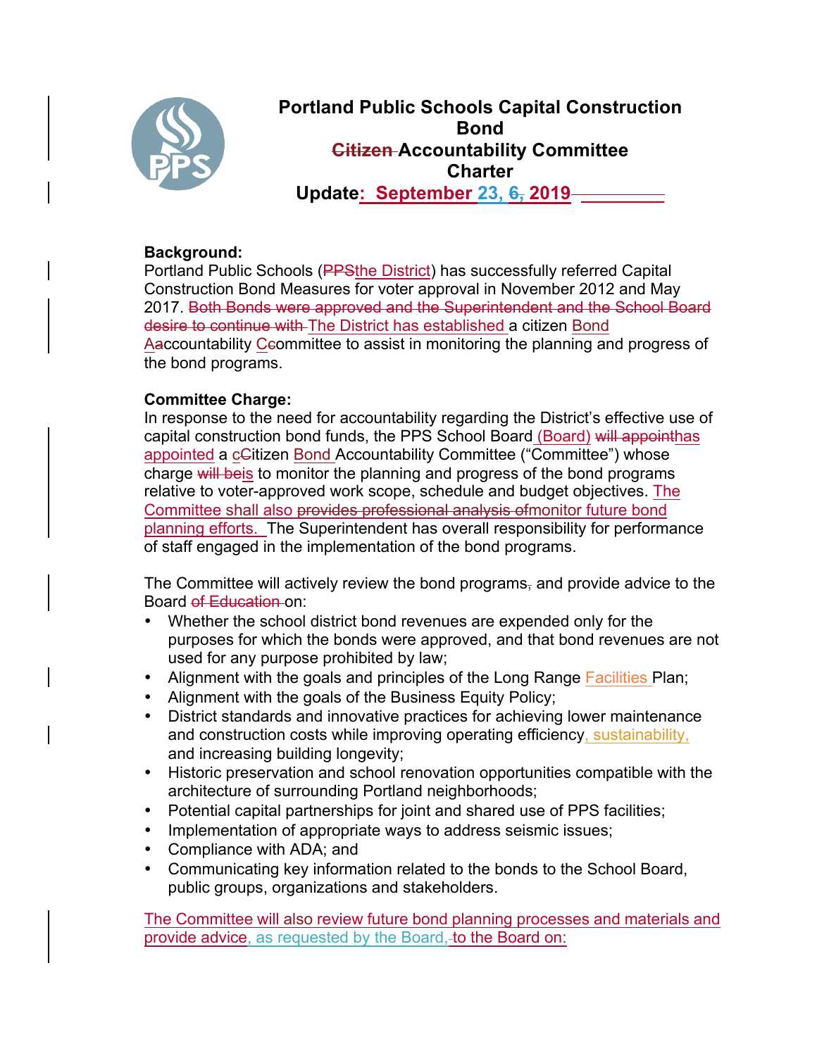# Portland Public Schools Capital Construction Bond ~~Citizen~~ Accountability Committee Charter

**Update: September 23, ~~6,~~ 2019**

**Background:**

Portland Public Schools (~~PPS~~the District) has successfully referred Capital Construction Bond Measures for voter approval in November 2012 and May 2017. ~~Both Bonds were approved and the Superintendent and the School Board desire to continue with~~ The District has established a citizen Bond A~~a~~ccountability C~~c~~ommittee to assist in monitoring the planning and progress of the bond programs.

**Committee Charge:**

In response to the need for accountability regarding the District's effective use of capital construction bond funds, the PPS School Board (Board) ~~will appoint~~has appointed a c~~C~~itizen Bond Accountability Committee ("Committee") whose charge ~~will be~~is to monitor the planning and progress of the bond programs relative to voter-approved work scope, schedule and budget objectives. The Committee shall also ~~provides professional analysis of~~monitor future bond planning efforts. The Superintendent has overall responsibility for performance of staff engaged in the implementation of the bond programs.

The Committee will actively review the bond programs~~,~~ and provide advice to the Board ~~of Education~~ on:

- Whether the school district bond revenues are expended only for the purposes for which the bonds were approved, and that bond revenues are not used for any purpose prohibited by law;
- Alignment with the goals and principles of the Long Range Facilities Plan;
- Alignment with the goals of the Business Equity Policy;
- District standards and innovative practices for achieving lower maintenance and construction costs while improving operating efficiency, sustainability, and increasing building longevity;
- Historic preservation and school renovation opportunities compatible with the architecture of surrounding Portland neighborhoods;
- Potential capital partnerships for joint and shared use of PPS facilities;
- Implementation of appropriate ways to address seismic issues;
- Compliance with ADA; and
- Communicating key information related to the bonds to the School Board, public groups, organizations and stakeholders.

The Committee will also review future bond planning processes and materials and provide advice, as requested by the Board, to the Board on: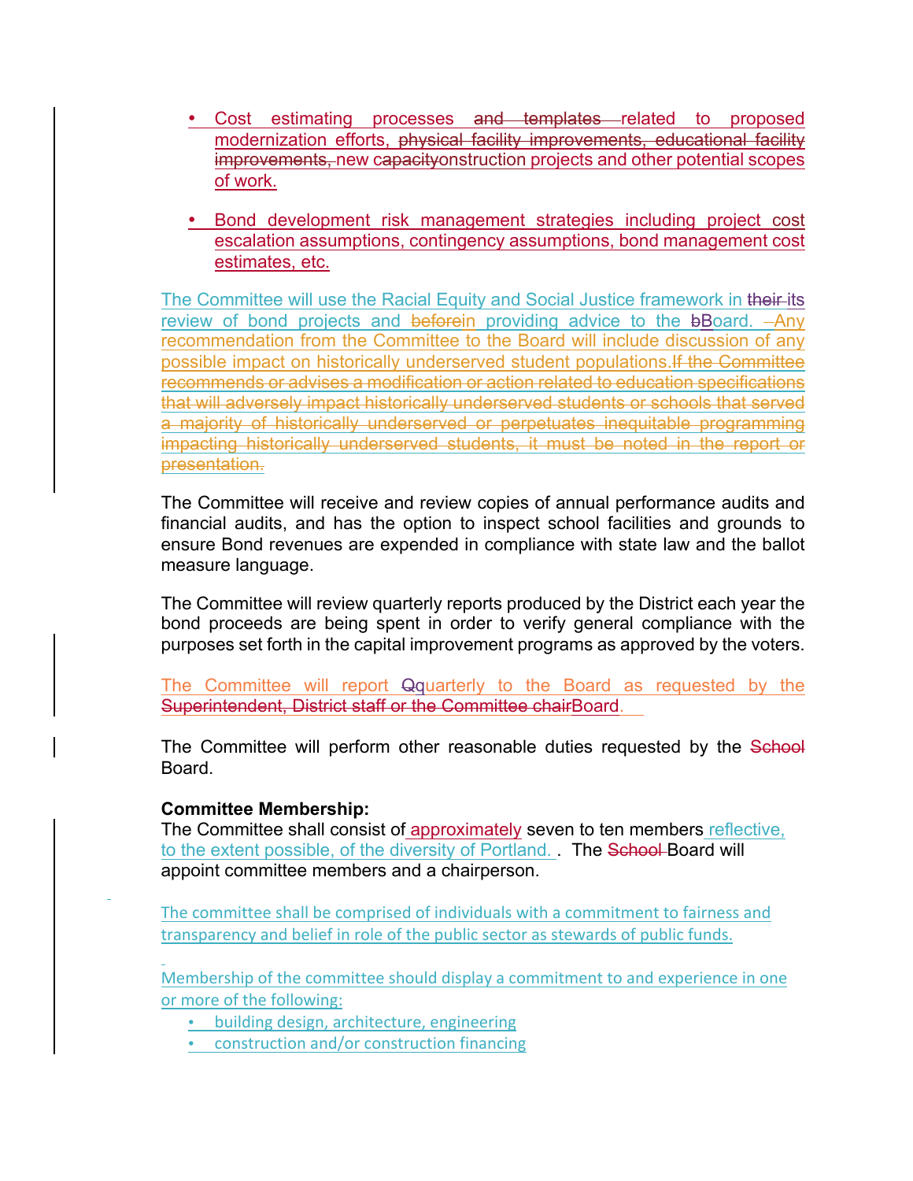- Cost estimating processes ~~and templates~~ related to proposed modernization efforts, ~~physical facility improvements, educational facility improvements,~~ new ~~capacity~~construction projects and other potential scopes of work.

- Bond development risk management strategies including project cost escalation assumptions, contingency assumptions, bond management cost estimates, etc.

The Committee will use the Racial Equity and Social Justice framework in ~~their~~ its review of bond projects and ~~before~~in providing advice to the ~~b~~Board. ~~–~~Any recommendation from the Committee to the Board will include discussion of any possible impact on historically underserved student populations.~~If the Committee recommends or advises a modification or action related to education specifications that will adversely impact historically underserved students or schools that served a majority of historically underserved or perpetuates inequitable programming impacting historically underserved students, it must be noted in the report or presentation.~~

The Committee will receive and review copies of annual performance audits and financial audits, and has the option to inspect school facilities and grounds to ensure Bond revenues are expended in compliance with state law and the ballot measure language.

The Committee will review quarterly reports produced by the District each year the bond proceeds are being spent in order to verify general compliance with the purposes set forth in the capital improvement programs as approved by the voters.

The Committee will report ~~Q~~quarterly to the Board as requested by the ~~Superintendent, District staff or the Committee chair~~Board.

The Committee will perform other reasonable duties requested by the ~~School~~ Board.

**Committee Membership:**
The Committee shall consist of approximately seven to ten members reflective, to the extent possible, of the diversity of Portland. . The ~~School~~ Board will appoint committee members and a chairperson.

The committee shall be comprised of individuals with a commitment to fairness and transparency and belief in role of the public sector as stewards of public funds.

Membership of the committee should display a commitment to and experience in one or more of the following:

- building design, architecture, engineering
- construction and/or construction financing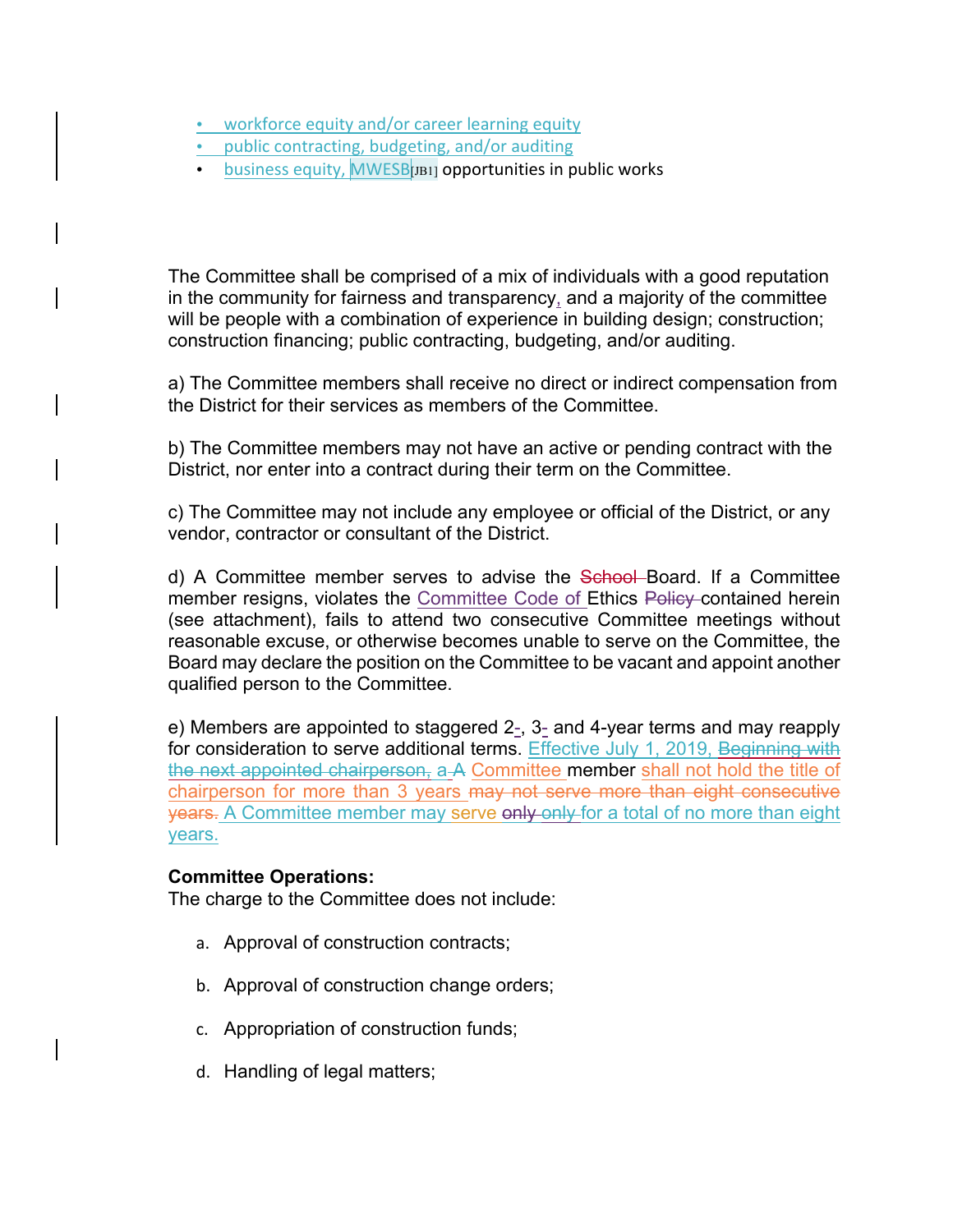- workforce equity and/or career learning equity
- public contracting, budgeting, and/or auditing
- business equity, MWESB[JB1] opportunities in public works

The Committee shall be comprised of a mix of individuals with a good reputation in the community for fairness and transparency, and a majority of the committee will be people with a combination of experience in building design; construction; construction financing; public contracting, budgeting, and/or auditing.

a) The Committee members shall receive no direct or indirect compensation from the District for their services as members of the Committee.

b) The Committee members may not have an active or pending contract with the District, nor enter into a contract during their term on the Committee.

c) The Committee may not include any employee or official of the District, or any vendor, contractor or consultant of the District.

d) A Committee member serves to advise the ~~School~~ Board. If a Committee member resigns, violates the Committee Code of Ethics ~~Policy~~ contained herein (see attachment), fails to attend two consecutive Committee meetings without reasonable excuse, or otherwise becomes unable to serve on the Committee, the Board may declare the position on the Committee to be vacant and appoint another qualified person to the Committee.

e) Members are appointed to staggered 2-, 3- and 4-year terms and may reapply for consideration to serve additional terms. Effective July 1, 2019, ~~Beginning with the next appointed chairperson,~~ a ~~A~~ Committee member shall not hold the title of chairperson for more than 3 years ~~may not serve more than eight consecutive years.~~ A Committee member may serve ~~only only~~ for a total of no more than eight years.

**Committee Operations:**
The charge to the Committee does not include:

a. Approval of construction contracts;

b. Approval of construction change orders;

c. Appropriation of construction funds;

d. Handling of legal matters;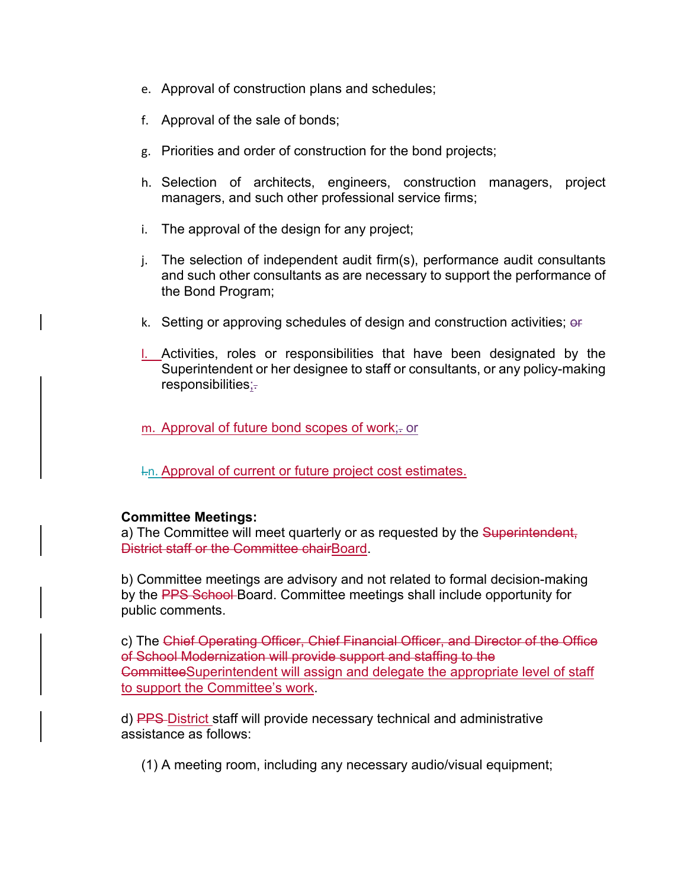e. Approval of construction plans and schedules;

f. Approval of the sale of bonds;

g. Priorities and order of construction for the bond projects;

h. Selection of architects, engineers, construction managers, project managers, and such other professional service firms;

i. The approval of the design for any project;

j. The selection of independent audit firm(s), performance audit consultants and such other consultants as are necessary to support the performance of the Bond Program;

k. Setting or approving schedules of design and construction activities; ~~or~~

l. Activities, roles or responsibilities that have been designated by the Superintendent or her designee to staff or consultants, or any policy-making responsibilities;~~.~~

m. Approval of future bond scopes of work;~~.~~ or

~~l.~~n. Approval of current or future project cost estimates.

**Committee Meetings:**

a) The Committee will meet quarterly or as requested by the ~~Superintendent, District staff or the Committee chair~~Board.

b) Committee meetings are advisory and not related to formal decision-making by the ~~PPS School~~ Board. Committee meetings shall include opportunity for public comments.

c) The ~~Chief Operating Officer, Chief Financial Officer, and Director of the Office of School Modernization will provide support and staffing to the Committee~~Superintendent will assign and delegate the appropriate level of staff to support the Committee's work.

d) ~~PPS~~ District staff will provide necessary technical and administrative assistance as follows:

(1) A meeting room, including any necessary audio/visual equipment;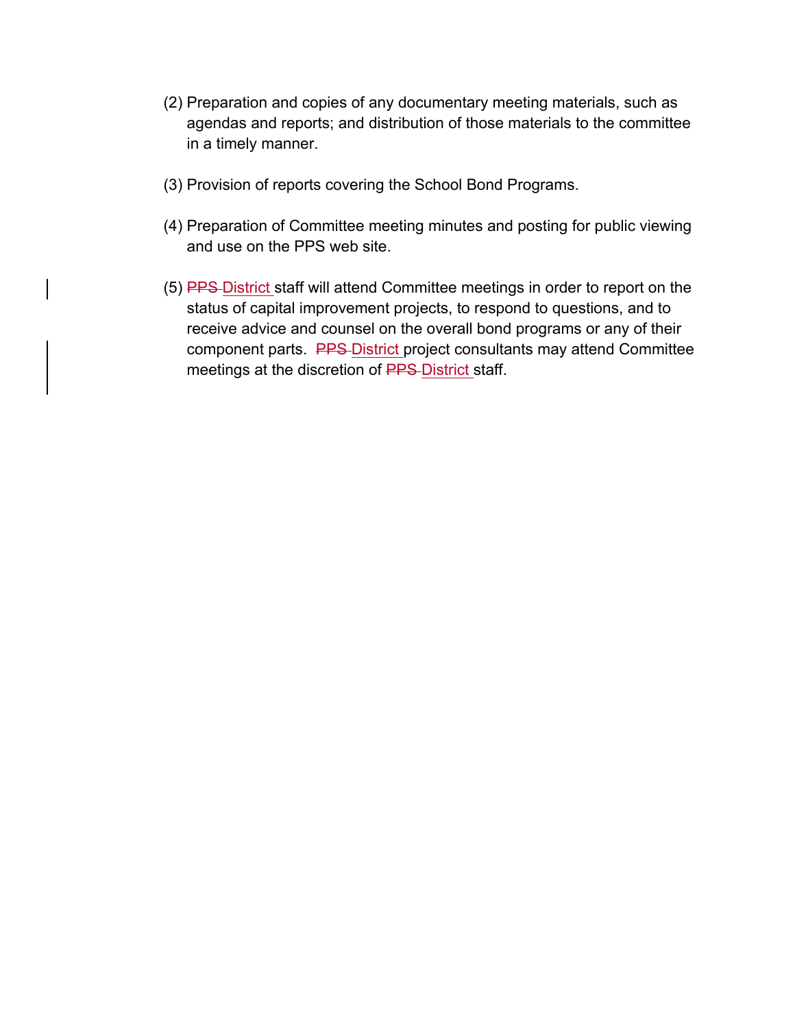(2) Preparation and copies of any documentary meeting materials, such as agendas and reports; and distribution of those materials to the committee in a timely manner.

(3) Provision of reports covering the School Bond Programs.

(4) Preparation of Committee meeting minutes and posting for public viewing and use on the PPS web site.

(5) ~~PPS~~ <u>District</u> staff will attend Committee meetings in order to report on the status of capital improvement projects, to respond to questions, and to receive advice and counsel on the overall bond programs or any of their component parts. ~~PPS~~ <u>District</u> project consultants may attend Committee meetings at the discretion of ~~PPS~~ <u>District</u> staff.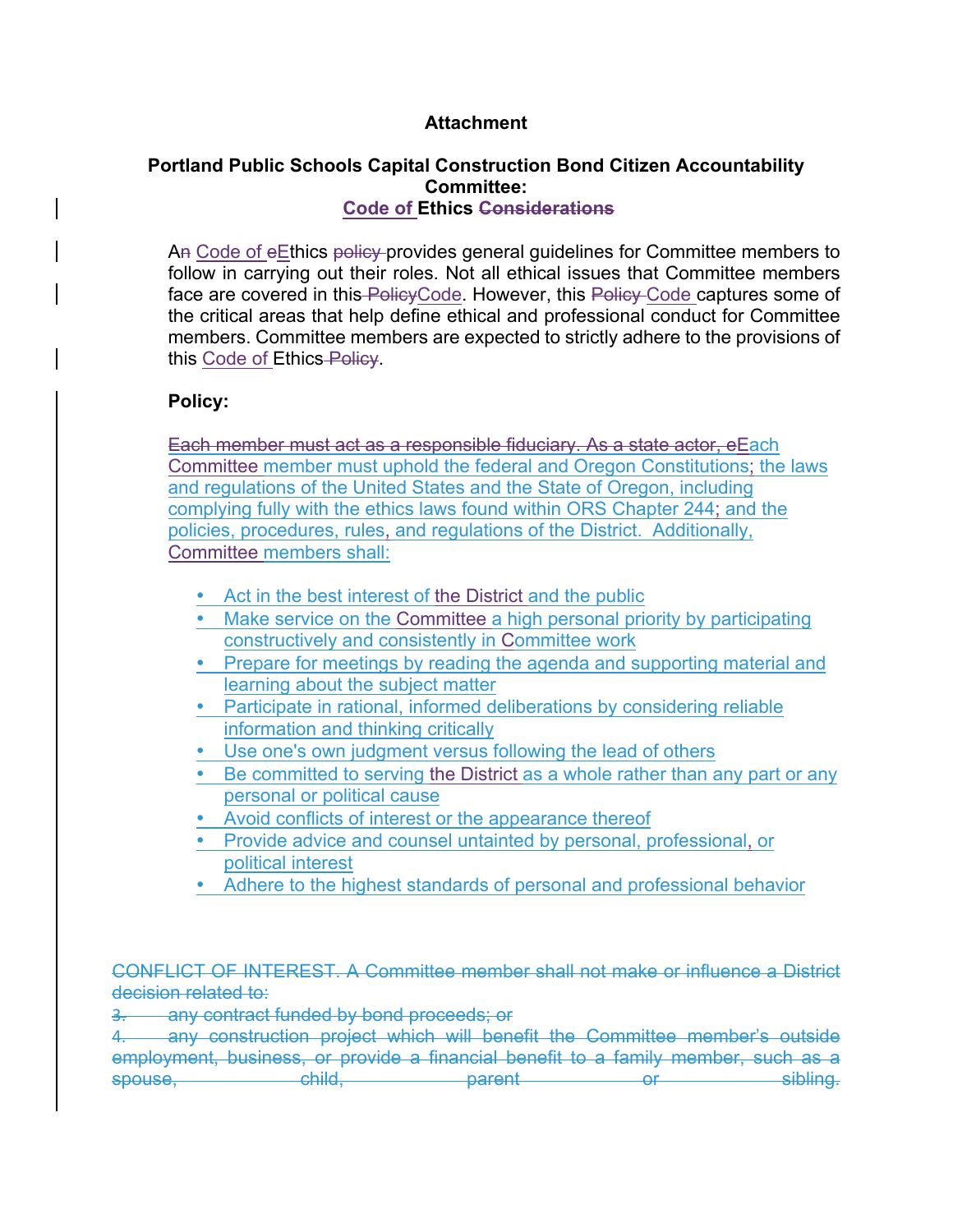**Attachment**

**Portland Public Schools Capital Construction Bond Citizen Accountability Committee:**
**Code of Ethics ~~Considerations~~**

A~~n~~ Code of ~~e~~Ethics ~~policy~~ provides general guidelines for Committee members to follow in carrying out their roles. Not all ethical issues that Committee members face are covered in this ~~Policy~~Code. However, this ~~Policy~~ Code captures some of the critical areas that help define ethical and professional conduct for Committee members. Committee members are expected to strictly adhere to the provisions of this Code of Ethics ~~Policy~~.

**Policy:**

~~Each member must act as a responsible fiduciary. As a state actor, e~~Each Committee member must uphold the federal and Oregon Constitutions; the laws and regulations of the United States and the State of Oregon, including complying fully with the ethics laws found within ORS Chapter 244; and the policies, procedures, rules, and regulations of the District. Additionally, Committee members shall:

- Act in the best interest of the District and the public
- Make service on the Committee a high personal priority by participating constructively and consistently in Committee work
- Prepare for meetings by reading the agenda and supporting material and learning about the subject matter
- Participate in rational, informed deliberations by considering reliable information and thinking critically
- Use one's own judgment versus following the lead of others
- Be committed to serving the District as a whole rather than any part or any personal or political cause
- Avoid conflicts of interest or the appearance thereof
- Provide advice and counsel untainted by personal, professional, or political interest
- Adhere to the highest standards of personal and professional behavior

~~CONFLICT OF INTEREST. A Committee member shall not make or influence a District decision related to:~~

~~3. any contract funded by bond proceeds; or~~

~~4. any construction project which will benefit the Committee member's outside employment, business, or provide a financial benefit to a family member, such as a spouse, child, parent or sibling.~~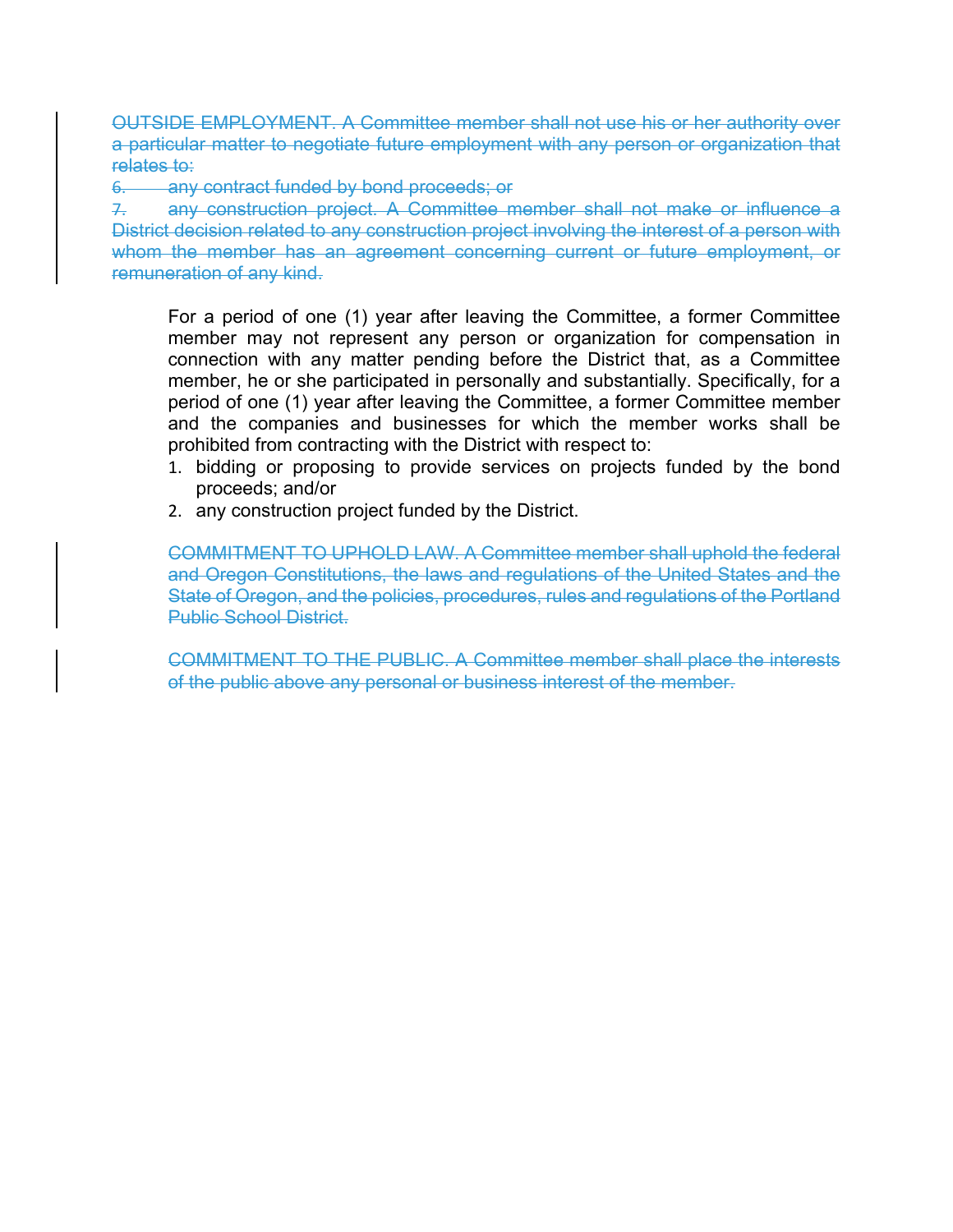~~OUTSIDE EMPLOYMENT. A Committee member shall not use his or her authority over a particular matter to negotiate future employment with any person or organization that relates to:~~

~~6. any contract funded by bond proceeds; or~~

~~7. any construction project. A Committee member shall not make or influence a District decision related to any construction project involving the interest of a person with whom the member has an agreement concerning current or future employment, or remuneration of any kind.~~

For a period of one (1) year after leaving the Committee, a former Committee member may not represent any person or organization for compensation in connection with any matter pending before the District that, as a Committee member, he or she participated in personally and substantially. Specifically, for a period of one (1) year after leaving the Committee, a former Committee member and the companies and businesses for which the member works shall be prohibited from contracting with the District with respect to:

1. bidding or proposing to provide services on projects funded by the bond proceeds; and/or
2. any construction project funded by the District.

~~COMMITMENT TO UPHOLD LAW. A Committee member shall uphold the federal and Oregon Constitutions, the laws and regulations of the United States and the State of Oregon, and the policies, procedures, rules and regulations of the Portland Public School District.~~

~~COMMITMENT TO THE PUBLIC. A Committee member shall place the interests of the public above any personal or business interest of the member.~~